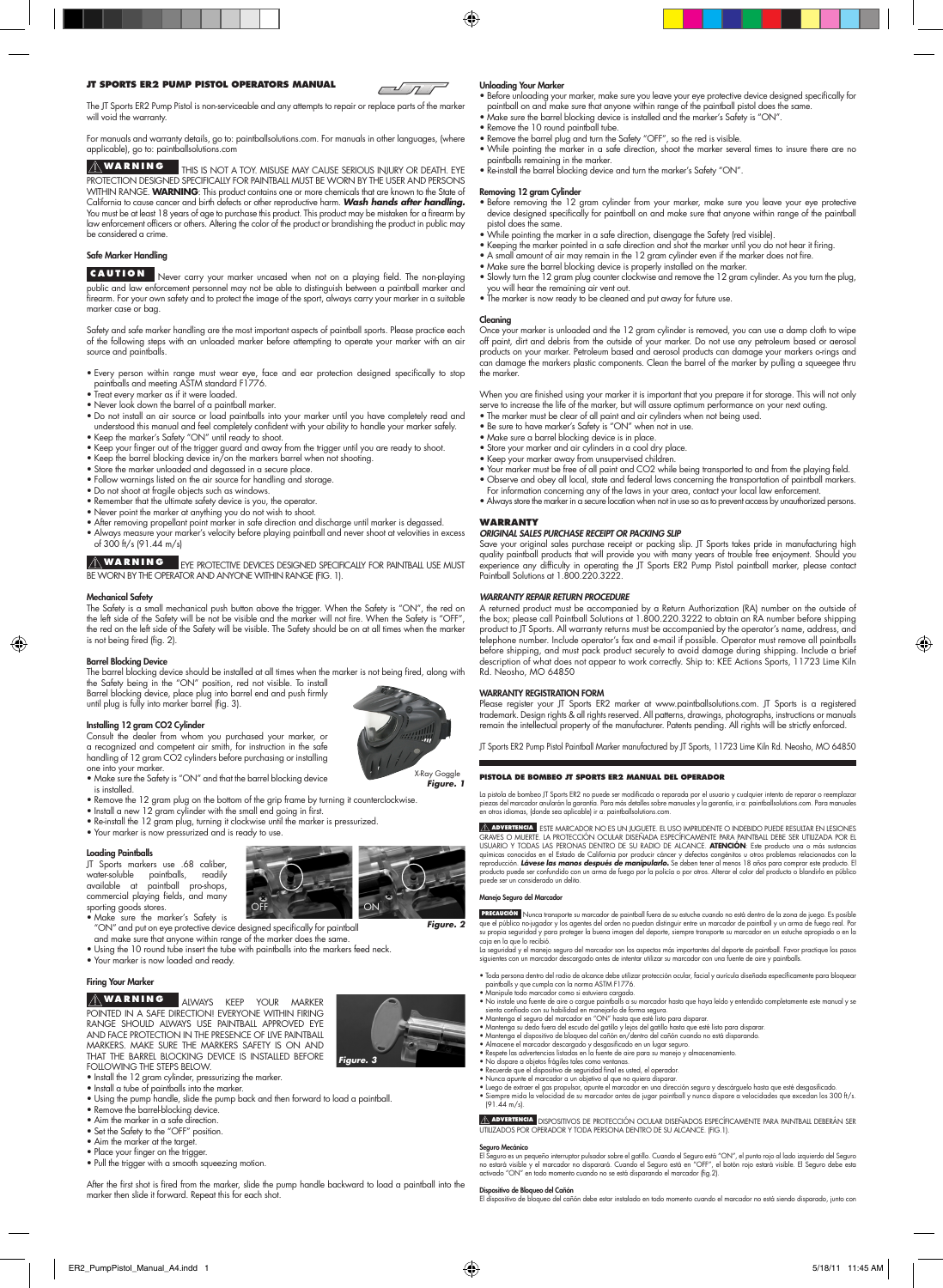# JT SPORTS ER2 PUMP PISTOL OPERATORS MANUAL

The JT Sports ER2 Pump Pistol is non-serviceable and any attempts to repair or replace parts of the marker will void the warranty.

For manuals and warranty details, go to: paintballsolutions.com. For manuals in other languages, (where applicable), go to: paintballsolutions.com

**WARNING** THIS IS NOT A TOY. MISUSE MAY CAUSE SERIOUS INJURY OR DEATH. EYE PROTECTION DESIGNED SPECIFICALLY FOR PAINTBALL MUST BE WORN BY THE USER AND PERSONS WITHIN RANGE. **WARNING**: This product contains one or more chemicals that are known to the State of California to cause cancer and birth defects or other reproductive harm. ***Wash hands after handling.*** You must be at least 18 years of age to purchase this product. This product may be mistaken for a firearm by law enforcement officers or others. Altering the color of the product or brandishing the product in public may be considered a crime.

### Safe Marker Handling

**CAUTION** Never carry your marker uncased when not on a playing field. The non-playing public and law enforcement personnel may not be able to distinguish between a paintball marker and firearm. For your own safety and to protect the image of the sport, always carry your marker in a suitable marker case or bag.

Safety and safe marker handling are the most important aspects of paintball sports. Please practice each of the following steps with an unloaded marker before attempting to operate your marker with an air source and paintballs.

- Every person within range must wear eye, face and ear protection designed specifically to stop paintballs and meeting ASTM standard F1776.
- Treat every marker as if it were loaded.
- Never look down the barrel of a paintball marker.
- Do not install an air source or load paintballs into your marker until you have completely read and understood this manual and feel completely confident with your ability to handle your marker safely.
- Keep the marker's Safety "ON" until ready to shoot.
- Keep your finger out of the trigger guard and away from the trigger until you are ready to shoot.
- Keep the barrel blocking device in/on the markers barrel when not shooting.
- Store the marker unloaded and degassed in a secure place.
- Follow warnings listed on the air source for handling and storage.
- Do not shoot at fragile objects such as windows.
- Remember that the ultimate safety device is you, the operator.
- Never point the marker at anything you do not wish to shoot.
- After removing propellant point marker in safe direction and discharge until marker is degassed.
- Always measure your marker's velocity before playing paintball and never shoot at velocities in excess of 300 ft/s (91.44 m/s)

**WARNING** EYE PROTECTIVE DEVICES DESIGNED SPECIFICALLY FOR PAINTBALL USE MUST BE WORN BY THE OPERATOR AND ANYONE WITHIN RANGE (FIG. 1).

### Mechanical Safety

The Safety is a small mechanical push button above the trigger. When the Safety is "ON", the red on the left side of the Safety will not be visible and the marker will not fire. When the Safety is "OFF", the red on the left side of the Safety will be visible. The Safety should be on at all times when the marker is not being fired (fig. 2).

### Barrel Blocking Device

The barrel blocking device should be installed at all times when the marker is not being fired, along with the Safety being in the "ON" position, red not visible. To install Barrel blocking device, place plug into barrel end and push firmly until plug is fully into marker barrel (fig. 3).

### Installing 12 gram CO2 Cylinder

Consult the dealer from whom you purchased your marker, or a recognized and competent air smith, for instruction in the safe handling of 12 gram CO2 cylinders before purchasing or installing one into your marker.

- Make sure the Safety is "ON" and that the barrel blocking device is installed.
- Remove the 12 gram plug on the bottom of the grip frame by turning it counterclockwise.
- Install a new 12 gram cylinder with the small end going in first.
- Re-install the 12 gram plug, turning it clockwise until the marker is pressurized.
- Your marker is now pressurized and is ready to use.

X-Ray Goggle
*Figure. 1*

### Loading Paintballs

JT Sports markers use .68 caliber, water-soluble paintballs, readily available at paintball pro-shops, commercial playing fields, and many sporting goods stores.

- Make sure the marker's Safety is "ON" and put on eye protective device designed specifically for paintball and make sure that anyone within range of the marker does the same.
- Using the 10 round tube insert the tube with paintballs into the markers feed neck.
- Your marker is now loaded and ready.

OFF ON
*Figure. 2*

### Firing Your Marker

**WARNING** ALWAYS KEEP YOUR MARKER POINTED IN A SAFE DIRECTION! EVERYONE WITHIN FIRING RANGE SHOULD ALWAYS USE PAINTBALL APPROVED EYE AND FACE PROTECTION IN THE PRESENCE OF LIVE PAINTBALL MARKERS. MAKE SURE THE MARKERS SAFETY IS ON AND THAT THE BARREL BLOCKING DEVICE IS INSTALLED BEFORE FOLLOWING THE STEPS BELOW.

*Figure. 3*

- Install the 12 gram cylinder, pressurizing the marker.
- Install a tube of paintballs into the marker.
- Using the pump handle, slide the pump back and then forward to load a paintball.
- Remove the barrel-blocking device.
- Aim the marker in a safe direction.
- Set the Safety to the "OFF" position.
- Aim the marker at the target.
- Place your finger on the trigger.
- Pull the trigger with a smooth squeezing motion.

After the first shot is fired from the marker, slide the pump handle backward to load a paintball into the marker then slide it forward. Repeat this for each shot.

### Unloading Your Marker

- Before unloading your marker, make sure you leave your eye protective device designed specifically for paintball on and make sure that anyone within range of the paintball pistol does the same.
- Make sure the barrel blocking device is installed and the marker's Safety is "ON".
- Remove the 10 round paintball tube.
- Remove the barrel plug and turn the Safety "OFF", so the red is visible.
- While pointing the marker in a safe direction, shoot the marker several times to insure there are no paintballs remaining in the marker.
- Re-install the barrel blocking device and turn the marker's Safety "ON".

### Removing 12 gram Cylinder

- Before removing the 12 gram cylinder from your marker, make sure you leave your eye protective device designed specifically for paintball on and make sure that anyone within range of the paintball pistol does the same.
- While pointing the marker in a safe direction, disengage the Safety (red visible).
- Keeping the marker pointed in a safe direction and shot the marker until you do not hear it firing.
- A small amount of air may remain in the 12 gram cylinder even if the marker does not fire.
- Make sure the barrel blocking device is properly installed on the marker.
- Slowly turn the 12 gram plug counter clockwise and remove the 12 gram cylinder. As you turn the plug, you will hear the remaining air vent out.
- The marker is now ready to be cleaned and put away for future use.

### Cleaning

Once your marker is unloaded and the 12 gram cylinder is removed, you can use a damp cloth to wipe off paint, dirt and debris from the outside of your marker. Do not use any petroleum based or aerosol products on your marker. Petroleum based and aerosol products can damage your markers o-rings and can damage the markers plastic components. Clean the barrel of the marker by pulling a squeegee thru the marker.

When you are finished using your marker it is important that you prepare it for storage. This will not only serve to increase the life of the marker, but will assure optimum performance on your next outing.

- The marker must be clear of all paint and air cylinders when not being used.
- Be sure to have marker's Safety is "ON" when not in use.
- Make sure a barrel blocking device is in place.
- Store your marker and air cylinders in a cool dry place.
- Keep your marker away from unsupervised children.
- Your marker must be free of all paint and CO2 while being transported to and from the playing field.
- Observe and obey all local, state and federal laws concerning the transportation of paintball markers. For information concerning any of the laws in your area, contact your local law enforcement.
- Always store the marker in a secure location when not in use so as to prevent access by unauthorized persons.

## WARRANTY

***ORIGINAL SALES PURCHASE RECEIPT OR PACKING SLIP***

Save your original sales purchase receipt or packing slip. JT Sports takes pride in manufacturing high quality paintball products that will provide you with many years of trouble free enjoyment. Should you experience any difficulty in operating the JT Sports ER2 Pump Pistol paintball marker, please contact Paintball Solutions at 1.800.220.3222.

***WARRANTY REPAIR RETURN PROCEDURE***

A returned product must be accompanied by a Return Authorization (RA) number on the outside of the box; please call Paintball Solutions at 1.800.220.3222 to obtain an RA number before shipping product to JT Sports. All warranty returns must be accompanied by the operator's name, address, and telephone number. Include operator's fax and e-mail if possible. Operator must remove all paintballs before shipping, and must pack product securely to avoid damage during shipping. Include a brief description of what does not appear to work correctly. Ship to: KEE Actions Sports, 11723 Lime Kiln Rd. Neosho, MO 64850

### WARRANTY REGISTRATION FORM

Please register your JT Sports ER2 marker at www.paintballsolutions.com. JT Sports is a registered trademark. Design rights & all rights reserved. All patterns, drawings, photographs, instructions or manuals remain the intellectual property of the manufacturer. Patents pending. All rights will be strictly enforced.

JT Sports ER2 Pump Pistol Paintball Marker manufactured by JT Sports, 11723 Lime Kiln Rd. Neosho, MO 64850

# PISTOLA DE BOMBEO JT SPORTS ER2 MANUAL DEL OPERADOR

La pistola de bombeo JT Sports ER2 no puede ser modificada o reparada por el usuario y cualquier intento de reparar o reemplazar piezas del marcador anularán la garantía. Para más detalles sobre manuales y la garantía, ir a: paintballsolutions.com. Para manuales en otros idiomas, (donde sea aplicable) ir a: paintballsolutions.com.

**ADVERTENCIA** ESTE MARCADOR NO ES UN JUGUETE. EL USO IMPRUDENTE O INDEBIDO PUEDE RESULTAR EN LESIONES GRAVES O MUERTE. LA PROTECCIÓN OCULAR DISEÑADA ESPECÍFICAMENTE PARA PAINTBALL DEBE SER UTILIZADA POR EL USUARIO Y TODAS LAS PERONAS DENTRO DE SU RADIO DE ALCANCE. **ATENCIÓN**: Este producto una o más sustancias químicas conocidas en el Estado de California por producir cáncer y defectos congénitos u otros problemas relacionados con la reproducción. ***Lávese las manos después de manipularlo.*** Se deben tener al menos 18 años para comprar este producto. El producto puede ser confundido con un arma de fuego por la policía o por otros. Alterar el color del producto o blandirlo en público puede ser un considerado un delito.

### Manejo Seguro del Marcador

**PRECAUCIÓN** Nunca transporte su marcador de paintball fuera de su estuche cuando no está dentro de la zona de juego. Es posible que el público no-jugador y los agentes del orden no puedan distinguir entre un marcador de paintball y un arma de fuego real. Por su propia seguridad y para proteger la buena imagen del deporte, siempre transporte su marcador en un estuche apropiado o en la caja en la que lo recibió.

La seguridad y el manejo seguro del marcador son los aspectos más importantes del deporte de paintball. Favor practique los pasos siguientes con un marcador descargado antes de intentar utilizar su marcador con una fuente de aire y paintballs.

- Toda persona dentro del radio de alcance debe utilizar protección ocular, facial y auricula diseñada específicamente para bloquear paintballs y que cumpla con la norma ASTM F1776.
- Manipule todo marcador como si estuviera cargado.
- No instale una fuente de aire o cargue paintballs a su marcador hasta que haya leído y entendido completamente este manual y se sienta confiado con su habilidad en manejarlo de forma segura.
- Mantenga el seguro del marcador en "ON" hasta que esté listo para disparar.
- Mantenga su dedo fuera del escudo del gatillo y lejos del gatillo hasta que esté listo para disparar.
- Mantenga el dispositivo de bloqueo del cañón en/dentro del cañón cuando no está disparando.
- Almacene el marcador descargado y desgasificado en un lugar seguro.
- Respete las advertencias listadas en la fuente de aire para su manejo y almacenamiento.
- No dispare a objetos frágiles tales como ventanas.
- Recuerde que el dispositivo de seguridad final es usted, el operador.
- Nunca apunte el marcador a un objetivo al que no quiera disparar.
- Luego de retirar el gas propulsor, apunte el marcador en una dirección segura y descárguelo hasta que esté desgasificado.
- Siempre mida la velocidad de su marcador antes de jugar paintball y nunca dispare a velocidades que excedan los 300 ft/s. (91.44 m/s).

**ADVERTENCIA** DISPOSITIVOS DE PROTECCIÓN OCULAR DISEÑADOS ESPECÍFICAMENTE PARA PAINTBALL DEBERÁN SER UTILIZADOS POR OPERADOR Y TODA PERSONA DENTRO DE SU ALCANCE. (FIG.1).

### Seguro Mecánico

El Seguro es un pequeño interruptor pulsador sobre el gatillo. Cuando el Seguro está "ON", el punto rojo al lado izquierdo del Seguro no estará visible y el marcador no disparará. Cuando el Seguro está en "OFF", el botón rojo estará visible. El Seguro debe esta activado "ON" en todo momento cuando no se está disparando el marcador (fig.2).

### Dispositivo de Bloqueo del Cañón

El dispositivo de bloqueo del cañón debe estar instalado en todo momento cuando el marcador no está siendo disparado, junto con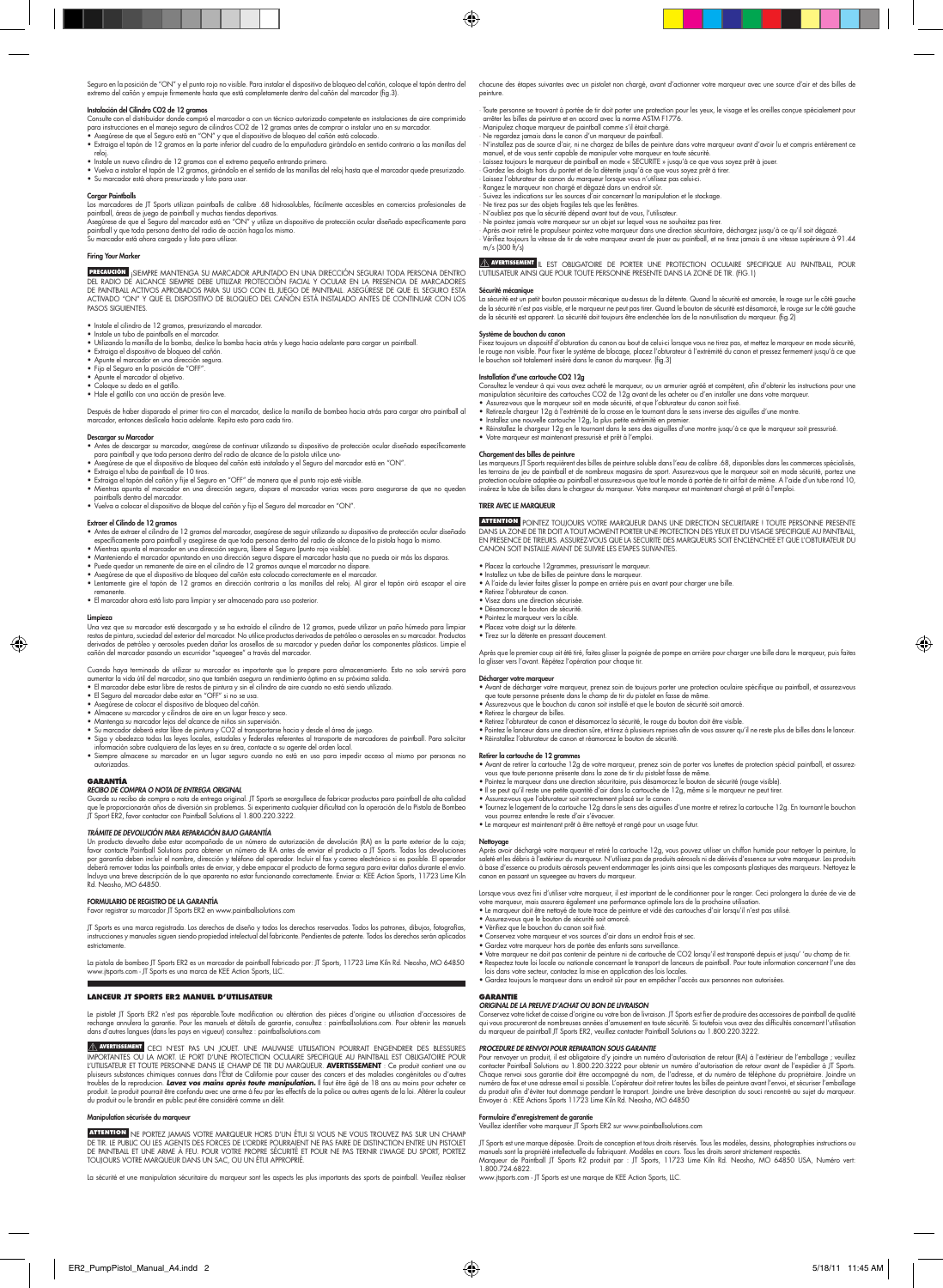Seguro en la posición de "ON" y el punto rojo no visible. Para instalar el dispositivo de bloqueo del cañón, coloque el tapón dentro del extremo del cañón y empuje firmemente hasta que está completamente dentro del cañón del marcador (fig.3).

### Instalación del Cilindro CO2 de 12 gramos

Consulte con el distribuidor donde compró el marcador o con un técnico autorizado competente en instalaciones de aire comprimido para instrucciones en el manejo seguro de cilindros CO2 de 12 gramas antes de comprar o instalar uno en su marcador.

- Asegúrese de que el Seguro está en "ON" y que el dispositivo de bloqueo del cañón está colocado.
- Extraiga el tapón de 12 gramos en la parte inferior del cuadro de la empuñadura girándolo en sentido contrario a las manillas del reloj.
- Instale un nuevo cilindro de 12 gramos con el extremo pequeño entrando primero.
- Vuelva a instalar el tapón de 12 gramos, girándolo en el sentido de las manillas del reloj hasta que el marcador quede presurizado.
- Su marcador está ahora presurizado y listo para usar.

### Cargar Paintballs

Los marcadores de JT Sports utilizan paintballs de calibre .68 hidrosolubles, fácilmente accesibles en comercios profesionales de paintball, áreas de juego de paintball y muchas tiendas deportivas.
Asegúrese de que el Seguro del marcador está en "ON" y utilize un dispositivo de protección ocular diseñado específicamente para paintball y que toda persona dentro del radio de acción haga los mismo.
Su marcador está ahora cargado y listo para utilizar.

### Firing Your Marker

**PRECAUCIÓN** ¡SIEMPRE MANTENGA SU MARCADOR APUNTADO EN UNA DIRECCIÓN SEGURA! TODA PERSONA DENTRO DEL RADIO DE ALCANCE SIEMPRE DEBE UTILIZAR PROTECCIÓN FACIAL Y OCULAR EN LA PRESENCIA DE MARCADORES DE PAINTBALL ACTIVOS APROBADOS PARA SU USO CON EL JUEGO DE PAINTBALL. ASEGÚRESE DE QUE EL SEGURO ESTA ACTIVADO "ON" Y QUE EL DISPOSITIVO DE BLOQUEO DEL CAÑÓN ESTÁ INSTALADO ANTES DE CONTINUAR CON LOS PASOS SIGUIENTES.

- Instale el cilindro de 12 gramos, presurizando el marcador.
- Instale un tubo de paintballs en el marcador.
- Utilizando la manilla de la bomba, deslice la bomba hacia atrás y luego hacia adelante para cargar un paintball.
- Extraiga el dispositivo de bloqueo del cañón.
- Apunte el marcador en una dirección segura.
- Fijo el Seguro en la posición de "OFF".
- Apunte el marcador al objetivo.
- Coloque su dedo en el gatillo.
- Hale el gatillo con una acción de presión leve.

Después de haber disparado el primer tiro con el marcador, deslice la manilla de bombeo hacia atrás para cargar otro paintball al marcador, entonces deslícela hacia adelante. Repita esto para cada tiro.

### Descargar su Marcador

- Antes de descargar su marcador, asegúrese de continuar utilizando su dispositivo de protección ocular diseñado específicamente para paintball y que toda persona dentro del radio de alcance de la pistola utilice uno.
- Asegúrese de que el dispositivo de bloqueo del cañón está instalado y el Seguro del marcador está en "ON".
- Extraiga el tubo de paintball de 10 tiros.
- Extraiga el tapón del cañón y fije el Seguro en "OFF" de manera que el punto rojo esté visible.
- Mientras apunta el marcador en una dirección segura, dispare el marcador varias veces para asegurarse de que no queden paintballs dentro del marcador.
- Vuelva a colocar el dispositivo de bloque del cañón y fijo el Seguro del marcador en "ON".

### Extraer el Cilindo de 12 gramos

- Antes de extraer el cilindro de 12 gramos del marcador, asegúrese de seguir utilizando su dispositivo de protección ocular diseñado específicamente para paintball y asegúrese de que toda persona dentro del radio de alcance de la pistola haga lo mismo.
- Mientras apunta el marcador en una dirección segura, libere el Seguro (punto rojo visible).
- Manteniendo el marcador apuntando en una dirección segura dispare el marcador hasta que no pueda oír más los disparos.
- Puede quedar un remanente de aire en el cilindro de 12 gramos aunque el marcador no dispare.
- Asegúrese de que el dispositivo de bloqueo del cañón esta colocado correctamente en el marcador.
- Lentamente gire el tapón de 12 gramos en dirección contraria a las manillas del reloj. Al girar el tapón oirá escapar el aire remanente.
- El marcador ahora está listo para limpiar y ser almacenado para uso posterior.

### Limpieza

Una vez que su marcador esté descargado y se ha extraído el cilindro de 12 gramos, puede utilizar un paño húmedo para limpiar restos de pintura, suciedad del exterior del marcador. No utilice productos derivados de petróleo o aerosoles en su marcador. Productos derivados de petróleo y aerosoles pueden dañar los arosellos de su marcador y pueden dañar los componentes plásticos. Limpie el cañón del marcador pasando un escurridor "squeegee" a través del marcador.

Cuando haya terminado de utilizar su marcador es importante que lo prepare para almacenamiento. Esto no solo servirá para aumentar la vida útil del marcador, sino que también asegura un rendimiento óptimo en su próxima salida.

- El marcador debe estar libre de restos de pintura y sin el cilindro de aire cuando no está siendo utilizado.
- El Seguro del marcador debe estar en "OFF" si no se usa.
- Asegúrese de colocar el dispositivo de bloqueo del cañón.
- Almacene su marcador y cilindros de aire en un lugar fresco y seco.
- Mantenga su marcador lejos del alcance de niños sin supervisión.
- Su marcador deberá estar libre de pintura y CO2 al transportarse hacia y desde el área de juego.
- Siga y obedezca todas las leyes locales, estadales y federales referentes al transporte de marcadores de paintball. Para solicitar información sobre cualquiera de las leyes en su área, contacte a su agente del orden local.
- Siempre almacene su marcador en un lugar seguro cuando no está en uso para impedir acceso al mismo por personas no autorizadas.

## GARANTÍA

### *RECIBO DE COMPRA O NOTA DE ENTREGA ORIGINAL*

Guarde su recibo de compra o nota de entrega original. JT Sports se enorgullece de fabricar productos para paintball de alta calidad que le proporcionarán años de diversión sin problemas. Si experimenta cualquier dificultad con la operación de la Pistola de Bombeo JT Sport ER2, favor contactar con Paintball Solutions al 1.800.220.3222.

### *TRÁMITE DE DEVOLUCIÓN PARA REPARACIÓN BAJO GARANTÍA*

Un producto devuelto debe estar acompañado de un número de autorización de devolución (RA) en la parte exterior de la caja; favor contacte Paintball Solutions para obtener un número de RA antes de enviar el producto a JT Sports. Todas las devoluciones por garantía deben incluir el nombre, dirección y teléfono del operador. Incluir el fax y correo electrónico si es posible. El operador deberá remover todas las paintballs antes de enviar, y debe empacar el producto de forma segura para evitar daños durante el envío. Incluya una breve descripción de lo que aparenta no estar funcionando correctamente. Enviar a: KEE Action Sports, 11723 Lime Kiln Rd. Neosho, MO 64850.

### FORMULARIO DE REGISTRO DE LA GARANTÍA

Favor registrar su marcador JT Sports ER2 en www.paintballsolutions.com

JT Sports es una marca registrada. Los derechos de diseño y todos los derechos reservados. Todos los patrones, dibujos, fotografías, instrucciones y manuales siguen siendo propiedad intelectual del fabricante. Pendientes de patente. Todos los derechos serán aplicados estrictamente.

La pistola de bombeo JT Sports ER2 es un marcador de paintball fabricado por: JT Sports, 11723 Lime Kiln Rd. Neosho, MO 64850 www.jtsports.com - JT Sports es una marca de KEE Action Sports, LLC.

## LANCEUR JT SPORTS ER2 MANUEL D'UTILISATEUR

Le pistolet JT Sports ER2 n'est pas réparable.Toute modification ou altération des pièces d'origine ou utilisation d'accessoires de rechange annulera la garantie. Pour les manuels et détails de garantie, consultez : paintballsolutions.com. Pour obtenir les manuels dans d'autres langues (dans les pays en vigueur) consultez : paintballsolutions.com

**⚠ AVERTISSEMENT** CECI N'EST PAS UN JOUET. UNE MAUVAISE UTILISATION POURRAIT ENGENDRER DES BLESSURES IMPORTANTES OU LA MORT. LE PORT D'UNE PROTECTION OCULAIRE SPECIFIQUE AU PAINTBALL EST OBLIGATOIRE POUR L'UTILISATEUR ET TOUTE PERSONNE DANS LE CHAMP DE TIR DU MARQUEUR. **AVERTISSEMENT** : Ce produit contient une ou plusieurs substances chimiques connues dans l'État de Californie pour causer des cancers et des maladies congénitales ou d'autres troubles de la reproduction. ***Lavez vos mains après toute manipulation.*** Il faut être âgé de 18 ans au moins pour acheter ce produit. Le produit pourrait être confondu avec une arme à feu par les effectifs de la police ou autres agents de la loi. Altérer la couleur du produit ou le brandir en public peut être considéré comme un délit.

### Manipulation sécurisée du marqueur

**ATTENTION** NE PORTEZ JAMAIS VOTRE MARQUEUR HORS D'UN ÉTUI SI VOUS NE VOUS TROUVEZ PAS SUR UN CHAMP DE TIR. LE PUBLIC OU LES AGENTS DES FORCES DE L'ORDRE POURRAIENT NE PAS FAIRE DE DISTINCTION ENTRE UN PISTOLET DE PAINTBALL ET UNE ARME À FEU. POUR VOTRE PROPRE SÉCURITÉ ET POUR NE PAS TERNIR L'IMAGE DU SPORT, PORTEZ TOUJOURS VOTRE MARQUEUR DANS UN SAC, OU UN ÉTUI APPROPRIÉ.

La sécurité et une manipulation sécuritaire du marqueur sont les aspects les plus importants des sports de paintball. Veuillez réaliser chacune des étapes suivantes avec un pistolet non chargé, avant d'actionner votre marqueur avec une source d'air et des billes de peinture.

- Toute personne se trouvant à portée de tir doit porter une protection pour les yeux, le visage et les oreilles conçue spécialement pour arrêter les billes de peinture et en accord avec la norme ASTM F1776.
- Manipulez chaque marqueur de paintball comme s'il était chargé.
- Ne regardez jamais dans le canon d'un marqueur de paintball.
- N'installez pas de source d'air, ni ne chargez de billes de peinture dans votre marqueur avant d'avoir lu et compris entièrement ce manuel, et de vous sentir capable de manipuler votre marqueur en toute sécurité.
- Laissez toujours le marqueur de paintball en mode « SECURITE » jusqu'à ce que vous soyez prêt à jouer.
- Gardez les doigts hors du pontet et de la détente jusqu'à ce que vous soyez prêt à tirer.
- Laissez l'obturateur de canon du marqueur lorsque vous n'utilisez pas celui-ci.
- Rangez le marqueur non chargé et dégazé dans un endroit sûr.
- Suivez les indications sur les sources d'air concernant la manipulation et le stockage.
- Ne tirez pas sur des objets fragiles tels que les fenêtres.
- N'oubliez pas que la sécurité dépend avant tout de vous, l'utilisateur.
- Ne pointez jamais votre marqueur sur un objet sur lequel vous ne souhaitez pas tirer.
- Après avoir retiré le propulseur pointez votre marqueur dans une direction sécuritaire, déchargez jusqu'à ce qu'il soit dégazé.
- Vérifiez toujours la vitesse de tir de votre marqueur avant de jouer au paintball, et ne tirez jamais à une vitesse supérieure à 91.44 m/s (300 ft/s)

**⚠ AVERTISSEMENT** IL EST OBLIGATOIRE DE PORTER UNE PROTECTION OCULAIRE SPECIFIQUE AU PAINTBALL, POUR L'UTILISATEUR AINSI QUE POUR TOUTE PERSONNE PRESENTE DANS LA ZONE DE TIR. (FIG.1)

### Sécurité mécanique

La sécurité est un petit bouton poussoir mécanique au-dessus de la détente. Quand la sécurité est amorcée, le rouge sur le côté gauche de la sécurité n'est pas visible, et le marqueur ne peut pas tirer. Quand le bouton de sécurité est désamorcé, le rouge sur le côté gauche de la sécurité est apparent. La sécurité doit toujours être enclenchée lors de la non-utilisation du marqueur. (fig.2)

### Système de bouchon du canon

Fixez toujours un dispositif d'obturation du canon au bout de celui-ci lorsque vous ne tirez pas, et mettez le marqueur en mode sécurité, le rouge non visible. Pour fixer le système de blocage, placez l'obturateur à l'extrémité du canon et pressez fermement jusqu'à ce que le bouchon soit totalement inséré dans le canon du marqueur. (fig.3)

### Installation d'une cartouche CO2 12g

Consultez le vendeur à qui vous avez acheté le marqueur, ou un armurier agréé et compétent, afin d'obtenir les instructions pour une manipulation sécuritaire des cartouches CO2 de 12g avant de les acheter ou d'en installer une dans votre marqueur.

- Assurez-vous que le marqueur soit en mode sécurité, et que l'obturateur du canon soit fixé.
- Retirez le chargeur 12g à l'extrémité de la crosse en le tournant dans le sens inverse des aiguilles d'une montre.
- Installez une nouvelle cartouche 12g, la plus petite extrémité en premier.
- Réinstallez le chargeur 12g en le tournant dans le sens des aiguilles d'une montre jusqu'à ce que le marqueur soit pressurisé.
- Votre marqueur est maintenant pressurisé et prêt à l'emploi.

### Chargement des billes de peinture

Les marqueurs JT Sports requièrent des billes de peinture soluble dans l'eau de calibre .68, disponibles dans les commerces spécialisés, les terrains de jeu de paintball et de nombreux magasins de sport. Assurez-vous que le marqueur soit en mode sécurité, portez une protection oculaire adaptée au paintball et assurez-vous que tout le monde à portée de tir ait fait de même. A l'aide d'un tube rond 10, insérez le tube de billes dans le chargeur du marqueur. Votre marqueur est maintenant chargé et prêt à l'emploi.

### TIRER AVEC LE MARQUEUR

**ATTENTION** POINTEZ TOUJOURS VOTRE MARQUEUR DANS UNE DIRECTION SECURITAIRE ! TOUTE PERSONNE PRESENTE DANS LA ZONE DE TIR DOIT A TOUT MOMENT PORTER UNE PROTECTION DES YEUX ET DU VISAGE SPECIFIQUE AU PAINTBALL, EN PRESENCE DE TIREURS. ASSUREZ-VOUS QUE LA SECURITE DES MARQUEURS SOIT ENCLENCHÉE ET QUE L'OBTURATEUR DU CANON SOIT INSTALLE AVANT DE SUIVRE LES ETAPES SUIVANTES.

- Placez la cartouche 12grammes, pressurisant le marqueur.
- Installez un tube de billes de peinture dans le marqueur.
- A l'aide du levier faites glisser la pompe en arrière puis en avant pour charger une bille.
- Retirez l'obturateur de canon.
- Visez dans une direction sécurisée.
- Désamorcez le bouton de sécurité.
- Pointez le marqueur vers la cible.
- Placez votre doigt sur la détente.
- Tirez sur la détente en pressant doucement.

Après que le premier coup ait été tiré, faites glisser la poignée de pompe en arrière pour charger une bille dans le marqueur, puis faites la glisser vers l'avant. Répétez l'opération pour chaque tir.

### Décharger votre marqueur

- Avant de décharger votre marqueur, prenez soin de toujours porter une protection oculaire spécifique au paintball, et assurez-vous que toute personne présente dans le champ de tir du pistolet en fasse de même.
- Assurez-vous que le bouchon du canon soit installé et que le bouton de sécurité soit amorcé.
- Retirez le chargeur de billes.
- Retirez l'obturateur de canon et désamorcez la sécurité, le rouge du bouton doit être visible.
- Pointez le lanceur dans une direction sûre, et tirez à plusieurs reprises afin de vous assurer qu'il ne reste plus de billes dans le lanceur.
- Réinstallez l'obturateur de canon et réamorcez le bouton de sécurité.

### Retirer la cartouche de 12 grammes

- Avant de retirer la cartouche 12g de votre marqueur, prenez soin de porter vos lunettes de protection spécial paintball, et assurez-vous que toute personne présente dans la zone de tir du pistolet fasse de même.
- Pointez le marqueur dans une direction sécuritaire, puis désamorcez le bouton de sécurité (rouge visible).
- Il se peut qu'il reste une petite quantité d'air dans la cartouche de 12g, même si le marqueur ne peut tirer.
- Assurez-vous que l'obturateur soit correctement placé sur le canon.
- Tournez le logement de la cartouche 12g dans le sens des aiguilles d'une montre et retirez la cartouche 12g. En tournant le bouchon vous pourrez entendre le reste d'air s'évacuer.
- Le marqueur est maintenant prêt à être nettoyé et rangé pour un usage futur.

### Nettoyage

Après avoir déchargé votre marqueur et retiré la cartouche 12g, vous pouvez utiliser un chiffon humide pour nettoyer la peinture, la saleté et les débris à l'extérieur du marqueur. N'utilisez pas de produits aérosols ni de dérivés d'essence sur votre marqueur. Les produits à base d'essence ou produits aérosols peuvent endommager les joints ainsi que les composants plastiques des marqueurs. Nettoyez le canon en passant un squeegee au travers du marqueur.

Lorsque vous avez fini d'utiliser votre marqueur, il est important de le conditionner pour le ranger. Ceci prolongera la durée de vie de votre marqueur, mais assurera également une performance optimale lors de la prochaine utilisation.

- Le marqueur doit être nettoyé de toute trace de peinture et vidé des cartouches d'air lorsqu'il n'est pas utilisé.
- Assurez-vous que le bouton de sécurité soit amorcé.
- Vérifiez que le bouchon du canon soit fixé.
- Conservez votre marqueur et vos sources d'air dans un endroit frais et sec.
- Gardez votre marqueur hors de portée des enfants sans surveillance.
- Votre marqueur ne doit pas contenir de peinture ni de cartouche de CO2 lorsqu'il est transporté depuis et jusqu' 'au champ de tir.
- Respectez toute loi locale ou nationale concernant le transport de lanceurs de paintball. Pour toute information concernant l'une des lois dans votre secteur, contactez la mise en application des lois locales.
- Gardez toujours le marqueur dans un endroit sûr pour empêcher l'accès aux personnes non autorisées.

## GARANTIE

### *ORIGINAL DE LA PREUVE D'ACHAT OU BON DE LIVRAISON*

Conservez votre ticket de caisse d'origine ou votre bon de livraison. JT Sports est fier de produire des accessoires de paintball de qualité qui vous procureront de nombreuses années d'amusement en toute sécurité. Si toutefois vous avez des difficultés concernant l'utilisation du marqueur de paintball JT Sports ER2, veuillez contacter Paintball Solutions au 1.800.220.3222.

### *PROCEDURE DE RENVOI POUR REPARATION SOUS GARANTIE*

Pour renvoyer un produit, il est obligatoire d'y joindre un numéro d'autorisation de retour (RA) à l'extérieur de l'emballage ; veuillez contacter Paintball Solutions au 1.800.220.3222 pour obtenir un numéro d'autorisation de retour avant de l'expédier à JT Sports. Chaque renvoi sous garantie doit être accompagné du nom, de l'adresse, et du numéro de téléphone du propriétaire. Joindre un numéro de fax et une adresse email si possible. L'opérateur doit retirer toutes les billes de peinture avant l'envoi, et sécuriser l'emballage du produit afin d'éviter tout dommage pendant le transport. Joindre une brève description du souci rencontré au sujet du marqueur. Envoyer à : KEE Actions Sports 11723 Lime Kiln Rd. Neosho, MO 64850

### Formulaire d'enregistrement de garantie

Veuillez identifier votre marqueur JT Sports ER2 sur www.paintballsolutions.com

JT Sports est une marque déposée. Droits de conception et tous droits réservés. Tous les modèles, dessins, photographies instructions ou manuels sont la propriété intellectuelle du fabriquant. Modèles en cours. Tous les droits seront strictement respectés.
Marqueur de Paintball JT Sports R2 produit par : JT Sports, 11723 Lime Kiln Rd. Neosho, MO 64850 USA, Numéro vert: 1.800.724.6822.
www.jtsports.com - JT Sports est une marque de KEE Action Sports, LLC.